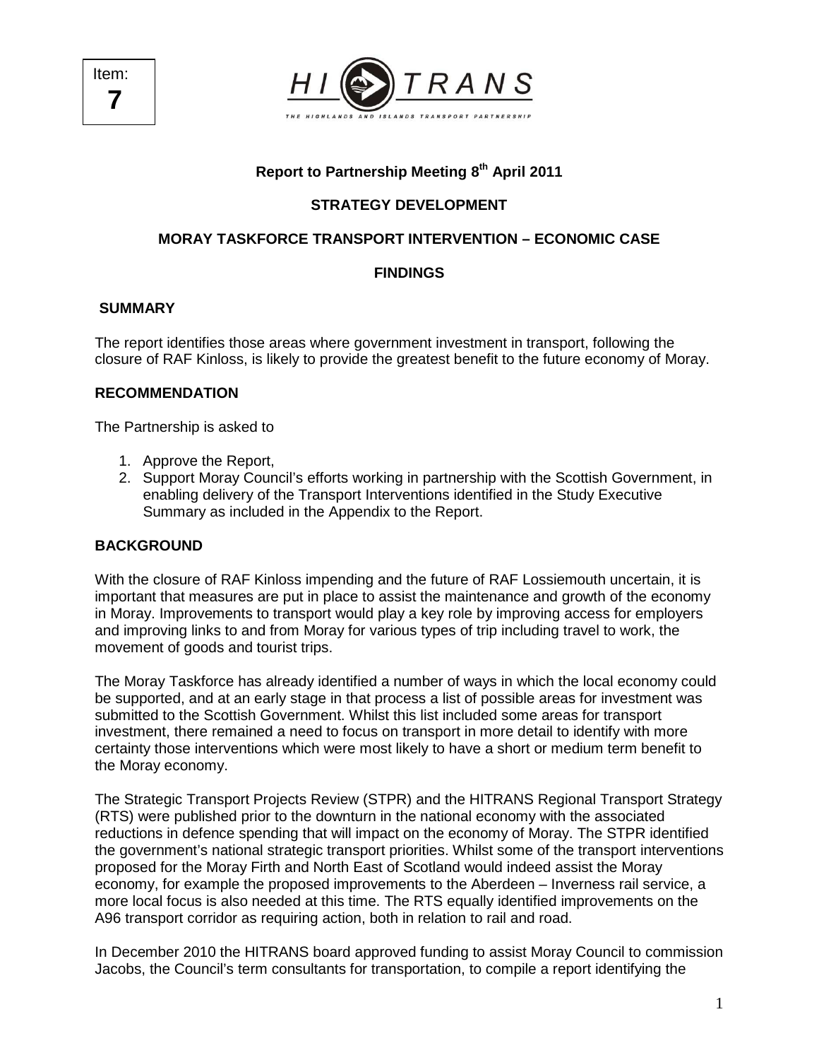Item:
**7**

**HI TRANS**
THE HIGHLANDS AND ISLANDS TRANSPORT PARTNERSHIP

**Report to Partnership Meeting 8th April 2011**

**STRATEGY DEVELOPMENT**

**MORAY TASKFORCE TRANSPORT INTERVENTION – ECONOMIC CASE**

**FINDINGS**

## SUMMARY

The report identifies those areas where government investment in transport, following the closure of RAF Kinloss, is likely to provide the greatest benefit to the future economy of Moray.

## RECOMMENDATION

The Partnership is asked to

1. Approve the Report,
2. Support Moray Council's efforts working in partnership with the Scottish Government, in enabling delivery of the Transport Interventions identified in the Study Executive Summary as included in the Appendix to the Report.

## BACKGROUND

With the closure of RAF Kinloss impending and the future of RAF Lossiemouth uncertain, it is important that measures are put in place to assist the maintenance and growth of the economy in Moray. Improvements to transport would play a key role by improving access for employers and improving links to and from Moray for various types of trip including travel to work, the movement of goods and tourist trips.

The Moray Taskforce has already identified a number of ways in which the local economy could be supported, and at an early stage in that process a list of possible areas for investment was submitted to the Scottish Government. Whilst this list included some areas for transport investment, there remained a need to focus on transport in more detail to identify with more certainty those interventions which were most likely to have a short or medium term benefit to the Moray economy.

The Strategic Transport Projects Review (STPR) and the HITRANS Regional Transport Strategy (RTS) were published prior to the downturn in the national economy with the associated reductions in defence spending that will impact on the economy of Moray. The STPR identified the government's national strategic transport priorities. Whilst some of the transport interventions proposed for the Moray Firth and North East of Scotland would indeed assist the Moray economy, for example the proposed improvements to the Aberdeen – Inverness rail service, a more local focus is also needed at this time. The RTS equally identified improvements on the A96 transport corridor as requiring action, both in relation to rail and road.

In December 2010 the HITRANS board approved funding to assist Moray Council to commission Jacobs, the Council's term consultants for transportation, to compile a report identifying the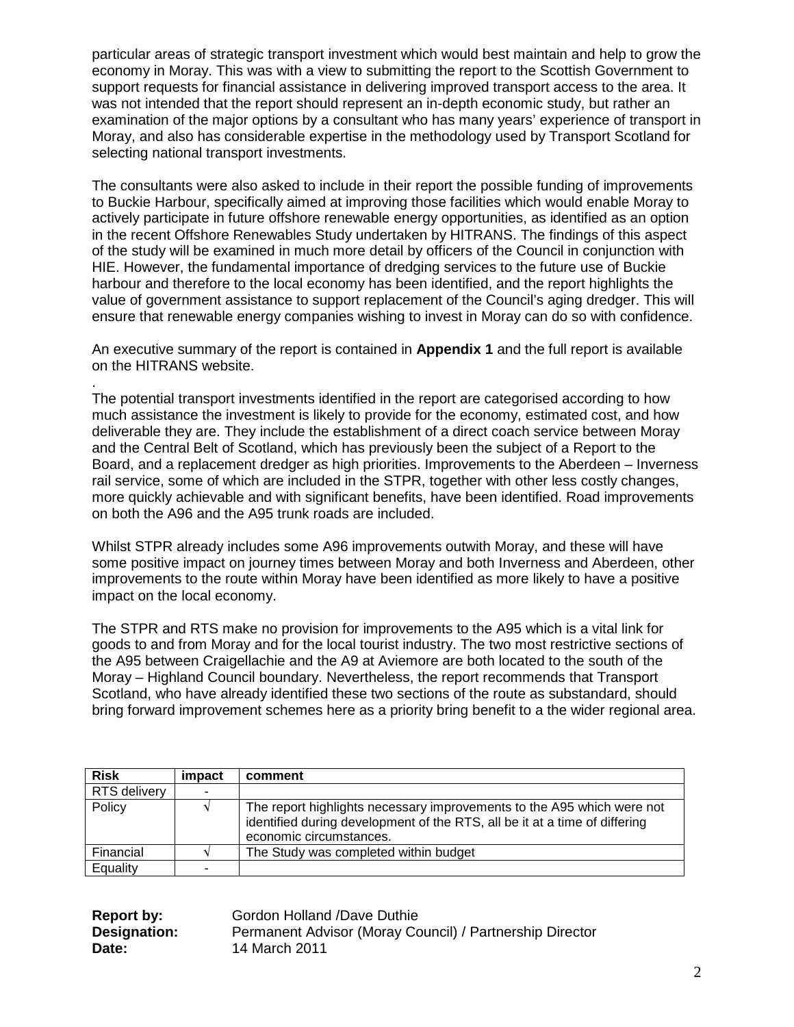particular areas of strategic transport investment which would best maintain and help to grow the economy in Moray. This was with a view to submitting the report to the Scottish Government to support requests for financial assistance in delivering improved transport access to the area. It was not intended that the report should represent an in-depth economic study, but rather an examination of the major options by a consultant who has many years' experience of transport in Moray, and also has considerable expertise in the methodology used by Transport Scotland for selecting national transport investments.

The consultants were also asked to include in their report the possible funding of improvements to Buckie Harbour, specifically aimed at improving those facilities which would enable Moray to actively participate in future offshore renewable energy opportunities, as identified as an option in the recent Offshore Renewables Study undertaken by HITRANS. The findings of this aspect of the study will be examined in much more detail by officers of the Council in conjunction with HIE. However, the fundamental importance of dredging services to the future use of Buckie harbour and therefore to the local economy has been identified, and the report highlights the value of government assistance to support replacement of the Council's aging dredger. This will ensure that renewable energy companies wishing to invest in Moray can do so with confidence.

An executive summary of the report is contained in **Appendix 1** and the full report is available on the HITRANS website.

.
The potential transport investments identified in the report are categorised according to how much assistance the investment is likely to provide for the economy, estimated cost, and how deliverable they are. They include the establishment of a direct coach service between Moray and the Central Belt of Scotland, which has previously been the subject of a Report to the Board, and a replacement dredger as high priorities. Improvements to the Aberdeen – Inverness rail service, some of which are included in the STPR, together with other less costly changes, more quickly achievable and with significant benefits, have been identified. Road improvements on both the A96 and the A95 trunk roads are included.

Whilst STPR already includes some A96 improvements outwith Moray, and these will have some positive impact on journey times between Moray and both Inverness and Aberdeen, other improvements to the route within Moray have been identified as more likely to have a positive impact on the local economy.

The STPR and RTS make no provision for improvements to the A95 which is a vital link for goods to and from Moray and for the local tourist industry. The two most restrictive sections of the A95 between Craigellachie and the A9 at Aviemore are both located to the south of the Moray – Highland Council boundary. Nevertheless, the report recommends that Transport Scotland, who have already identified these two sections of the route as substandard, should bring forward improvement schemes here as a priority bring benefit to a the wider regional area.

| Risk | impact | comment |
|---|---|---|
| RTS delivery | - | |
| Policy | √ | The report highlights necessary improvements to the A95 which were not identified during development of the RTS, all be it at a time of differing economic circumstances. |
| Financial | √ | The Study was completed within budget |
| Equality | - | |

**Report by:** Gordon Holland /Dave Duthie
**Designation:** Permanent Advisor (Moray Council) / Partnership Director
**Date:** 14 March 2011